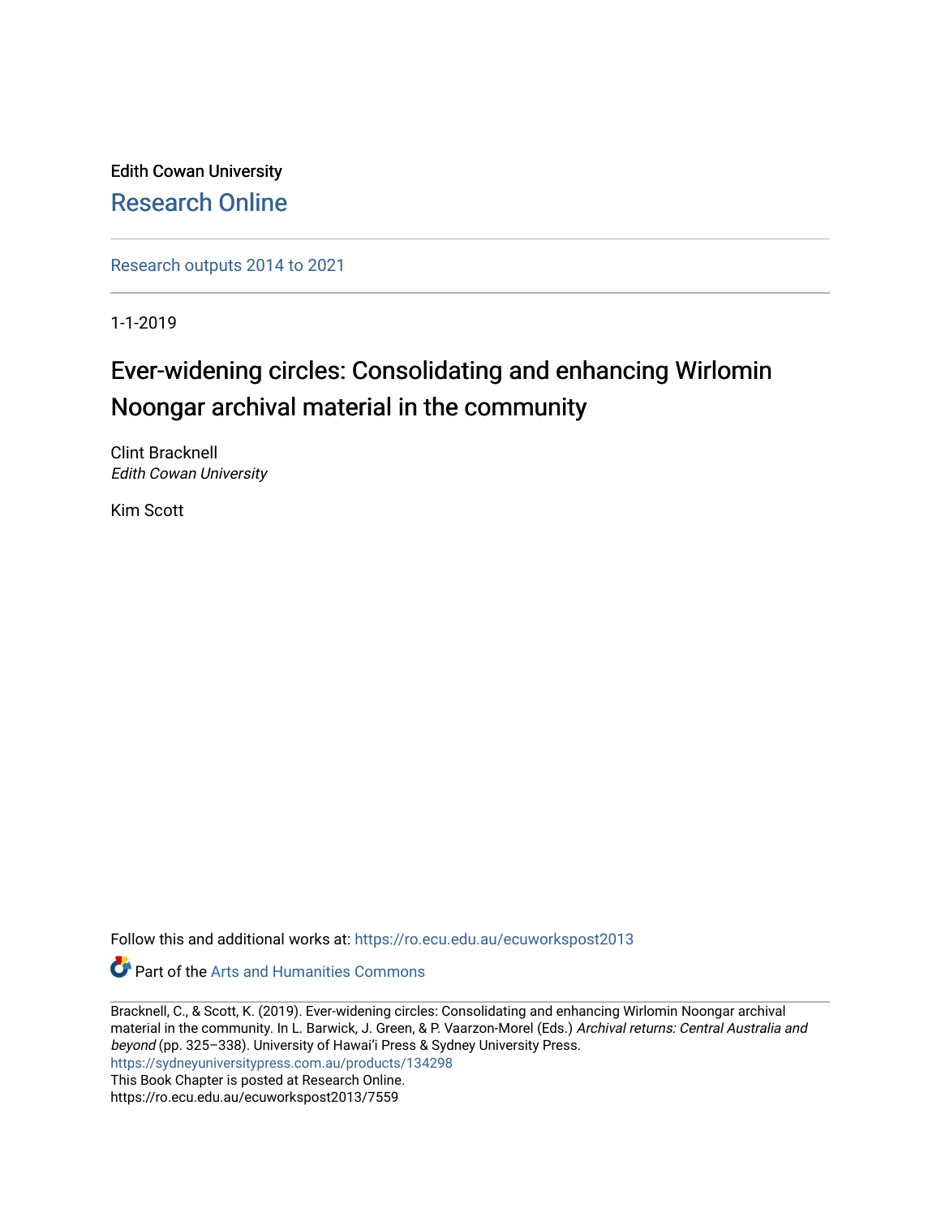Edith Cowan University

Research Online

Research outputs 2014 to 2021

1-1-2019

# Ever-widening circles: Consolidating and enhancing Wirlomin Noongar archival material in the community

Clint Bracknell
*Edith Cowan University*

Kim Scott

Follow this and additional works at: https://ro.ecu.edu.au/ecuworkspost2013

Part of the Arts and Humanities Commons

Bracknell, C., & Scott, K. (2019). Ever-widening circles: Consolidating and enhancing Wirlomin Noongar archival material in the community. In L. Barwick, J. Green, & P. Vaarzon-Morel (Eds.) *Archival returns: Central Australia and beyond* (pp. 325–338). University of Hawai'i Press & Sydney University Press.
https://sydneyuniversitypress.com.au/products/134298
This Book Chapter is posted at Research Online.
https://ro.ecu.edu.au/ecuworkspost2013/7559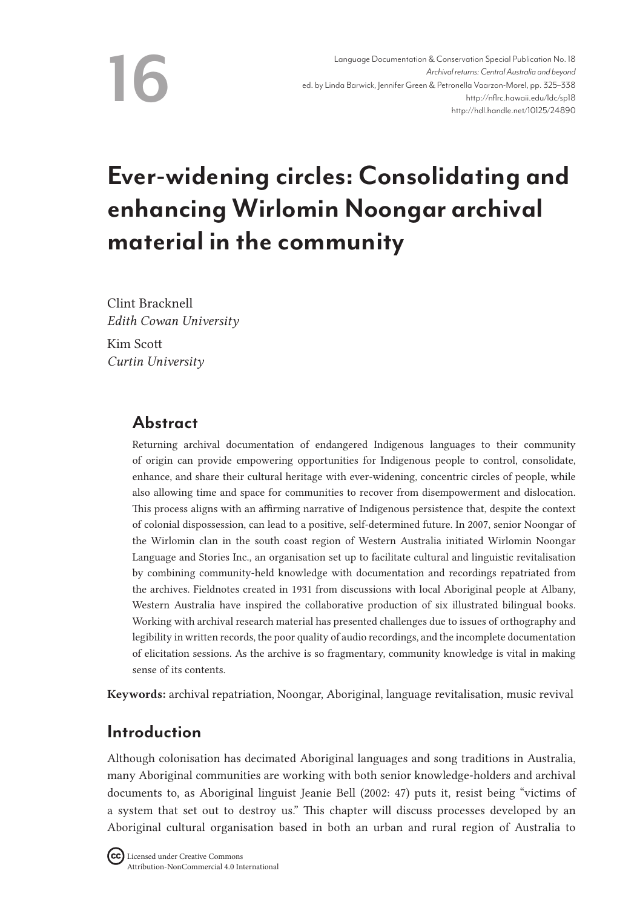# Ever-widening circles: Consolidating and enhancing Wirlomin Noongar archival material in the community

Clint Bracknell
*Edith Cowan University*

Kim Scott
*Curtin University*

## Abstract

Returning archival documentation of endangered Indigenous languages to their community of origin can provide empowering opportunities for Indigenous people to control, consolidate, enhance, and share their cultural heritage with ever-widening, concentric circles of people, while also allowing time and space for communities to recover from disempowerment and dislocation. This process aligns with an affirming narrative of Indigenous persistence that, despite the context of colonial dispossession, can lead to a positive, self-determined future. In 2007, senior Noongar of the Wirlomin clan in the south coast region of Western Australia initiated Wirlomin Noongar Language and Stories Inc., an organisation set up to facilitate cultural and linguistic revitalisation by combining community-held knowledge with documentation and recordings repatriated from the archives. Fieldnotes created in 1931 from discussions with local Aboriginal people at Albany, Western Australia have inspired the collaborative production of six illustrated bilingual books. Working with archival research material has presented challenges due to issues of orthography and legibility in written records, the poor quality of audio recordings, and the incomplete documentation of elicitation sessions. As the archive is so fragmentary, community knowledge is vital in making sense of its contents.

**Keywords:** archival repatriation, Noongar, Aboriginal, language revitalisation, music revival

## Introduction

Although colonisation has decimated Aboriginal languages and song traditions in Australia, many Aboriginal communities are working with both senior knowledge-holders and archival documents to, as Aboriginal linguist Jeanie Bell (2002: 47) puts it, resist being "victims of a system that set out to destroy us." This chapter will discuss processes developed by an Aboriginal cultural organisation based in both an urban and rural region of Australia to

Licensed under Creative Commons Attribution-NonCommercial 4.0 International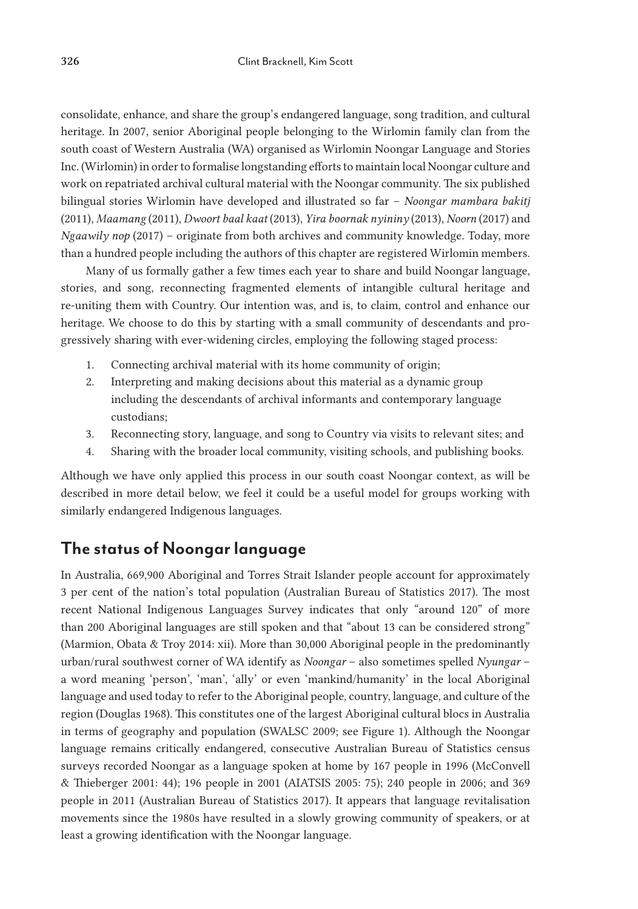consolidate, enhance, and share the group's endangered language, song tradition, and cultural heritage. In 2007, senior Aboriginal people belonging to the Wirlomin family clan from the south coast of Western Australia (WA) organised as Wirlomin Noongar Language and Stories Inc. (Wirlomin) in order to formalise longstanding efforts to maintain local Noongar culture and work on repatriated archival cultural material with the Noongar community. The six published bilingual stories Wirlomin have developed and illustrated so far – *Noongar mambara bakitj* (2011), *Maamang* (2011), *Dwoort baal kaat* (2013), *Yira boornak nyininy* (2013), *Noorn* (2017) and *Ngaawily nop* (2017) – originate from both archives and community knowledge. Today, more than a hundred people including the authors of this chapter are registered Wirlomin members.

Many of us formally gather a few times each year to share and build Noongar language, stories, and song, reconnecting fragmented elements of intangible cultural heritage and re-uniting them with Country. Our intention was, and is, to claim, control and enhance our heritage. We choose to do this by starting with a small community of descendants and progressively sharing with ever-widening circles, employing the following staged process:

1. Connecting archival material with its home community of origin;
2. Interpreting and making decisions about this material as a dynamic group including the descendants of archival informants and contemporary language custodians;
3. Reconnecting story, language, and song to Country via visits to relevant sites; and
4. Sharing with the broader local community, visiting schools, and publishing books.

Although we have only applied this process in our south coast Noongar context, as will be described in more detail below, we feel it could be a useful model for groups working with similarly endangered Indigenous languages.

## The status of Noongar language

In Australia, 669,900 Aboriginal and Torres Strait Islander people account for approximately 3 per cent of the nation's total population (Australian Bureau of Statistics 2017). The most recent National Indigenous Languages Survey indicates that only "around 120" of more than 200 Aboriginal languages are still spoken and that "about 13 can be considered strong" (Marmion, Obata & Troy 2014: xii). More than 30,000 Aboriginal people in the predominantly urban/rural southwest corner of WA identify as *Noongar* – also sometimes spelled *Nyungar* – a word meaning 'person', 'man', 'ally' or even 'mankind/humanity' in the local Aboriginal language and used today to refer to the Aboriginal people, country, language, and culture of the region (Douglas 1968). This constitutes one of the largest Aboriginal cultural blocs in Australia in terms of geography and population (SWALSC 2009; see Figure 1). Although the Noongar language remains critically endangered, consecutive Australian Bureau of Statistics census surveys recorded Noongar as a language spoken at home by 167 people in 1996 (McConvell & Thieberger 2001: 44); 196 people in 2001 (AIATSIS 2005: 75); 240 people in 2006; and 369 people in 2011 (Australian Bureau of Statistics 2017). It appears that language revitalisation movements since the 1980s have resulted in a slowly growing community of speakers, or at least a growing identification with the Noongar language.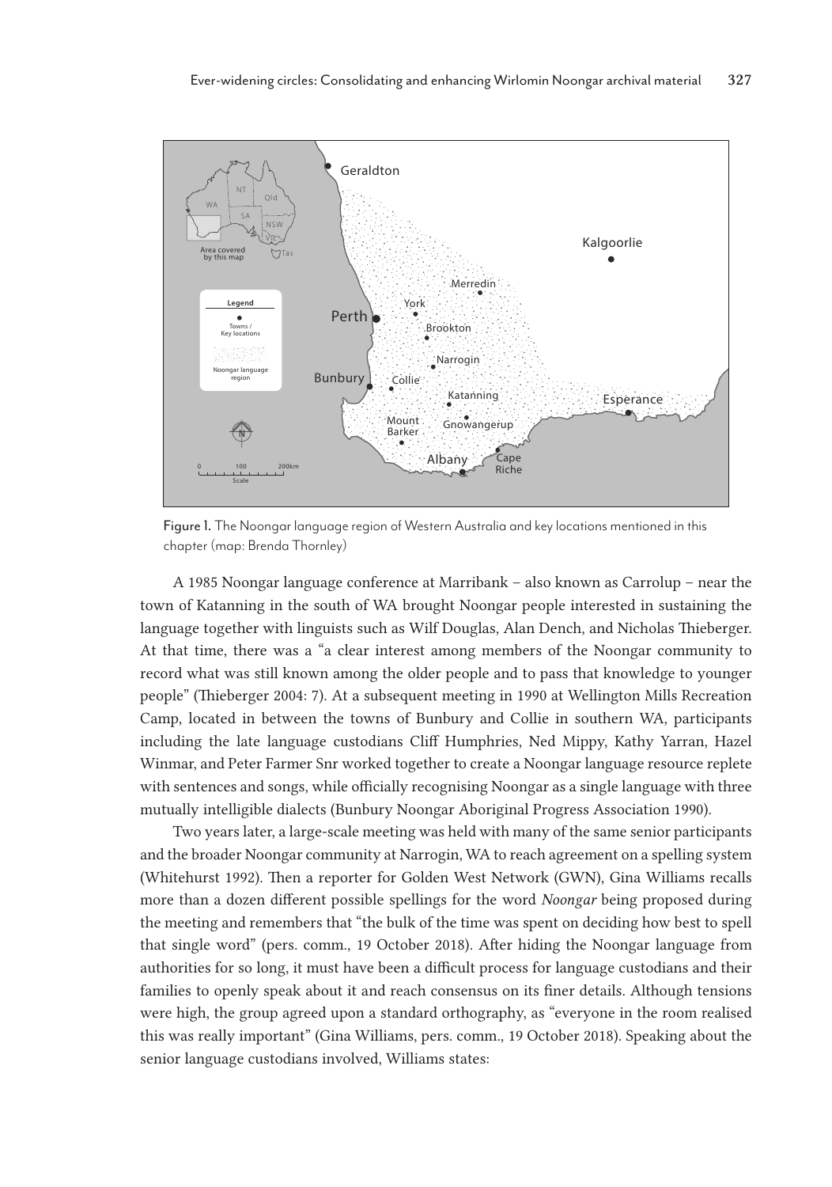Figure 1. The Noongar language region of Western Australia and key locations mentioned in this chapter (map: Brenda Thornley)

A 1985 Noongar language conference at Marribank – also known as Carrolup – near the town of Katanning in the south of WA brought Noongar people interested in sustaining the language together with linguists such as Wilf Douglas, Alan Dench, and Nicholas Thieberger. At that time, there was a "a clear interest among members of the Noongar community to record what was still known among the older people and to pass that knowledge to younger people" (Thieberger 2004: 7). At a subsequent meeting in 1990 at Wellington Mills Recreation Camp, located in between the towns of Bunbury and Collie in southern WA, participants including the late language custodians Cliff Humphries, Ned Mippy, Kathy Yarran, Hazel Winmar, and Peter Farmer Snr worked together to create a Noongar language resource replete with sentences and songs, while officially recognising Noongar as a single language with three mutually intelligible dialects (Bunbury Noongar Aboriginal Progress Association 1990).

Two years later, a large-scale meeting was held with many of the same senior participants and the broader Noongar community at Narrogin, WA to reach agreement on a spelling system (Whitehurst 1992). Then a reporter for Golden West Network (GWN), Gina Williams recalls more than a dozen different possible spellings for the word *Noongar* being proposed during the meeting and remembers that "the bulk of the time was spent on deciding how best to spell that single word" (pers. comm., 19 October 2018). After hiding the Noongar language from authorities for so long, it must have been a difficult process for language custodians and their families to openly speak about it and reach consensus on its finer details. Although tensions were high, the group agreed upon a standard orthography, as "everyone in the room realised this was really important" (Gina Williams, pers. comm., 19 October 2018). Speaking about the senior language custodians involved, Williams states: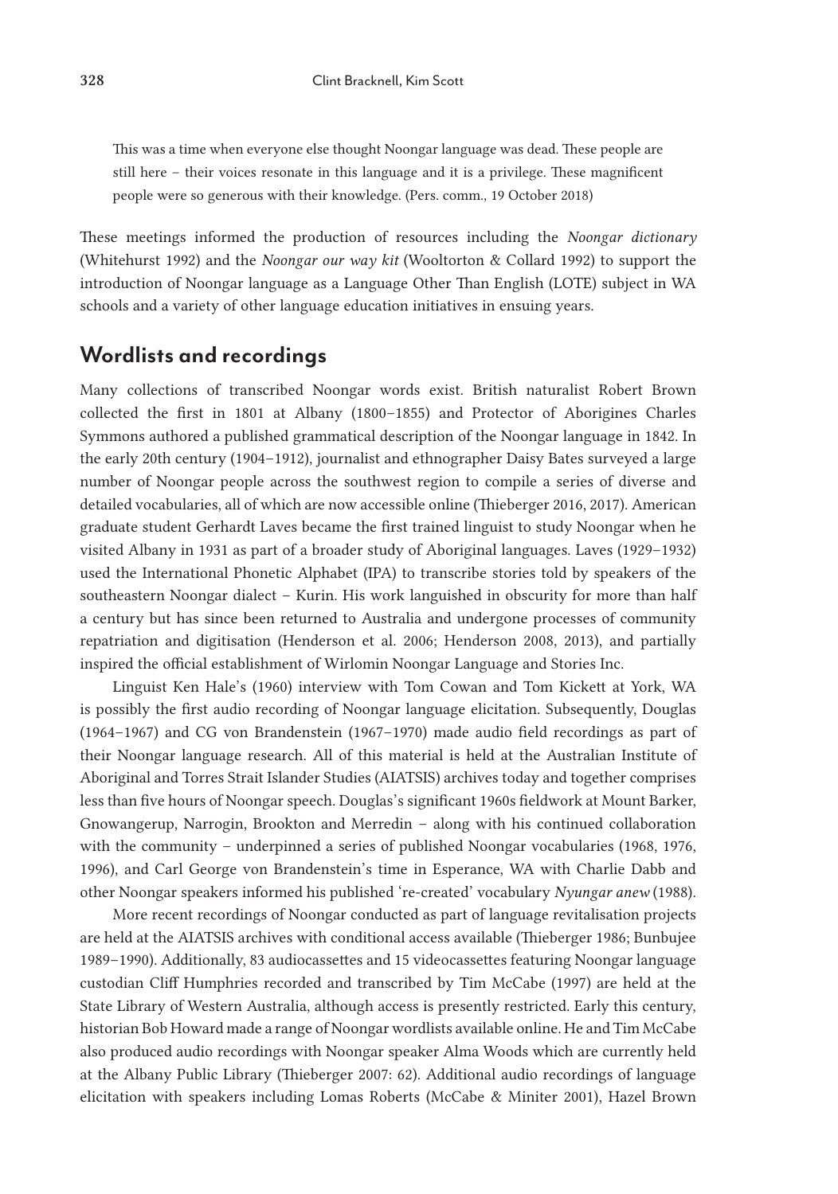> This was a time when everyone else thought Noongar language was dead. These people are still here – their voices resonate in this language and it is a privilege. These magnificent people were so generous with their knowledge. (Pers. comm., 19 October 2018)

These meetings informed the production of resources including the *Noongar dictionary* (Whitehurst 1992) and the *Noongar our way kit* (Wooltorton & Collard 1992) to support the introduction of Noongar language as a Language Other Than English (LOTE) subject in WA schools and a variety of other language education initiatives in ensuing years.

## Wordlists and recordings

Many collections of transcribed Noongar words exist. British naturalist Robert Brown collected the first in 1801 at Albany (1800–1855) and Protector of Aborigines Charles Symmons authored a published grammatical description of the Noongar language in 1842. In the early 20th century (1904–1912), journalist and ethnographer Daisy Bates surveyed a large number of Noongar people across the southwest region to compile a series of diverse and detailed vocabularies, all of which are now accessible online (Thieberger 2016, 2017). American graduate student Gerhardt Laves became the first trained linguist to study Noongar when he visited Albany in 1931 as part of a broader study of Aboriginal languages. Laves (1929–1932) used the International Phonetic Alphabet (IPA) to transcribe stories told by speakers of the southeastern Noongar dialect – Kurin. His work languished in obscurity for more than half a century but has since been returned to Australia and undergone processes of community repatriation and digitisation (Henderson et al. 2006; Henderson 2008, 2013), and partially inspired the official establishment of Wirlomin Noongar Language and Stories Inc.

Linguist Ken Hale's (1960) interview with Tom Cowan and Tom Kickett at York, WA is possibly the first audio recording of Noongar language elicitation. Subsequently, Douglas (1964–1967) and CG von Brandenstein (1967–1970) made audio field recordings as part of their Noongar language research. All of this material is held at the Australian Institute of Aboriginal and Torres Strait Islander Studies (AIATSIS) archives today and together comprises less than five hours of Noongar speech. Douglas's significant 1960s fieldwork at Mount Barker, Gnowangerup, Narrogin, Brookton and Merredin – along with his continued collaboration with the community – underpinned a series of published Noongar vocabularies (1968, 1976, 1996), and Carl George von Brandenstein's time in Esperance, WA with Charlie Dabb and other Noongar speakers informed his published 're-created' vocabulary *Nyungar anew* (1988).

More recent recordings of Noongar conducted as part of language revitalisation projects are held at the AIATSIS archives with conditional access available (Thieberger 1986; Bunbujee 1989–1990). Additionally, 83 audiocassettes and 15 videocassettes featuring Noongar language custodian Cliff Humphries recorded and transcribed by Tim McCabe (1997) are held at the State Library of Western Australia, although access is presently restricted. Early this century, historian Bob Howard made a range of Noongar wordlists available online. He and Tim McCabe also produced audio recordings with Noongar speaker Alma Woods which are currently held at the Albany Public Library (Thieberger 2007: 62). Additional audio recordings of language elicitation with speakers including Lomas Roberts (McCabe & Miniter 2001), Hazel Brown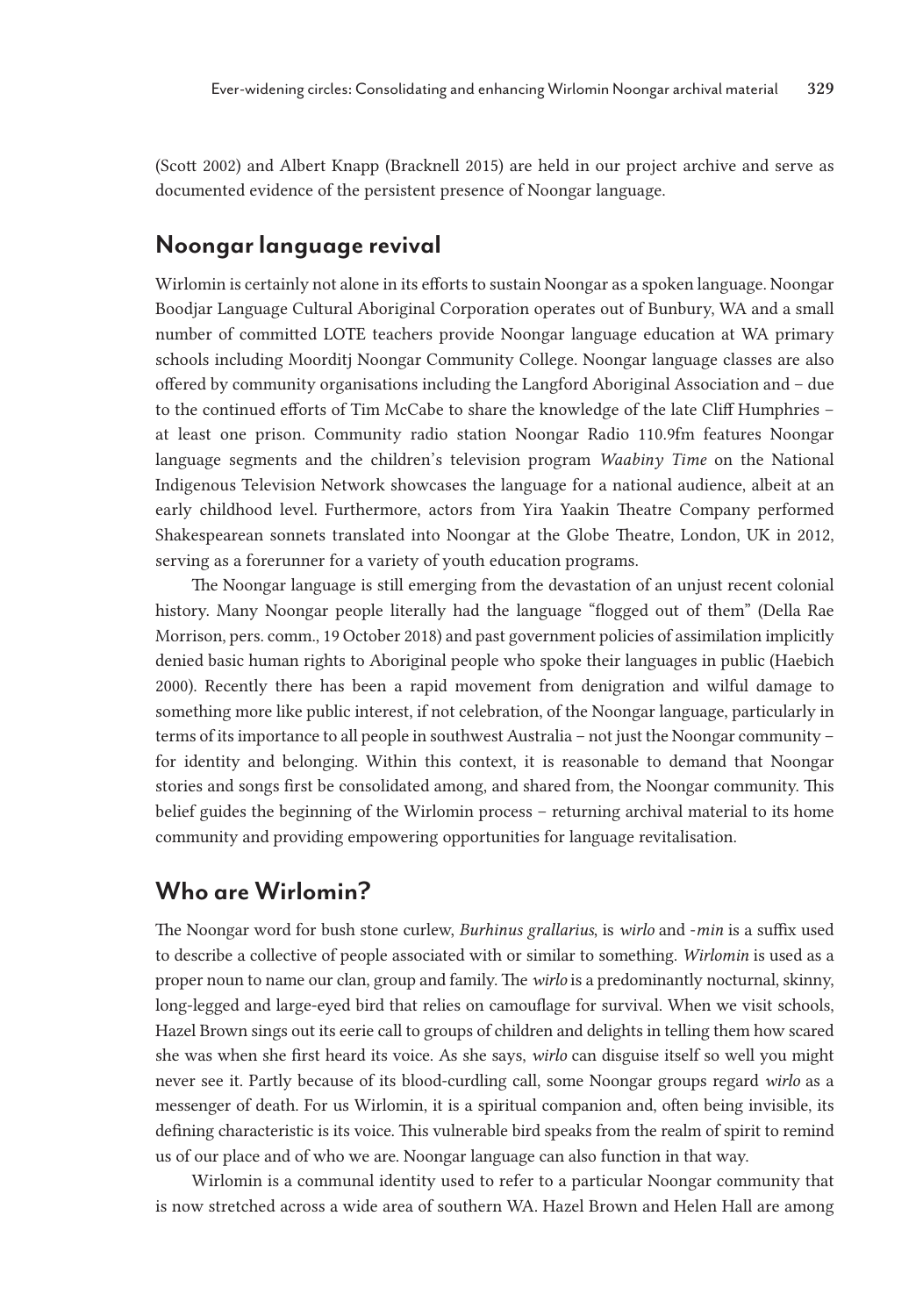(Scott 2002) and Albert Knapp (Bracknell 2015) are held in our project archive and serve as documented evidence of the persistent presence of Noongar language.

## Noongar language revival

Wirlomin is certainly not alone in its efforts to sustain Noongar as a spoken language. Noongar Boodjar Language Cultural Aboriginal Corporation operates out of Bunbury, WA and a small number of committed LOTE teachers provide Noongar language education at WA primary schools including Moorditj Noongar Community College. Noongar language classes are also offered by community organisations including the Langford Aboriginal Association and – due to the continued efforts of Tim McCabe to share the knowledge of the late Cliff Humphries – at least one prison. Community radio station Noongar Radio 110.9fm features Noongar language segments and the children's television program *Waabiny Time* on the National Indigenous Television Network showcases the language for a national audience, albeit at an early childhood level. Furthermore, actors from Yira Yaakin Theatre Company performed Shakespearean sonnets translated into Noongar at the Globe Theatre, London, UK in 2012, serving as a forerunner for a variety of youth education programs.

The Noongar language is still emerging from the devastation of an unjust recent colonial history. Many Noongar people literally had the language "flogged out of them" (Della Rae Morrison, pers. comm., 19 October 2018) and past government policies of assimilation implicitly denied basic human rights to Aboriginal people who spoke their languages in public (Haebich 2000). Recently there has been a rapid movement from denigration and wilful damage to something more like public interest, if not celebration, of the Noongar language, particularly in terms of its importance to all people in southwest Australia – not just the Noongar community – for identity and belonging. Within this context, it is reasonable to demand that Noongar stories and songs first be consolidated among, and shared from, the Noongar community. This belief guides the beginning of the Wirlomin process – returning archival material to its home community and providing empowering opportunities for language revitalisation.

## Who are Wirlomin?

The Noongar word for bush stone curlew, *Burhinus grallarius*, is *wirlo* and *-min* is a suffix used to describe a collective of people associated with or similar to something. *Wirlomin* is used as a proper noun to name our clan, group and family. The *wirlo* is a predominantly nocturnal, skinny, long-legged and large-eyed bird that relies on camouflage for survival. When we visit schools, Hazel Brown sings out its eerie call to groups of children and delights in telling them how scared she was when she first heard its voice. As she says, *wirlo* can disguise itself so well you might never see it. Partly because of its blood-curdling call, some Noongar groups regard *wirlo* as a messenger of death. For us Wirlomin, it is a spiritual companion and, often being invisible, its defining characteristic is its voice. This vulnerable bird speaks from the realm of spirit to remind us of our place and of who we are. Noongar language can also function in that way.

Wirlomin is a communal identity used to refer to a particular Noongar community that is now stretched across a wide area of southern WA. Hazel Brown and Helen Hall are among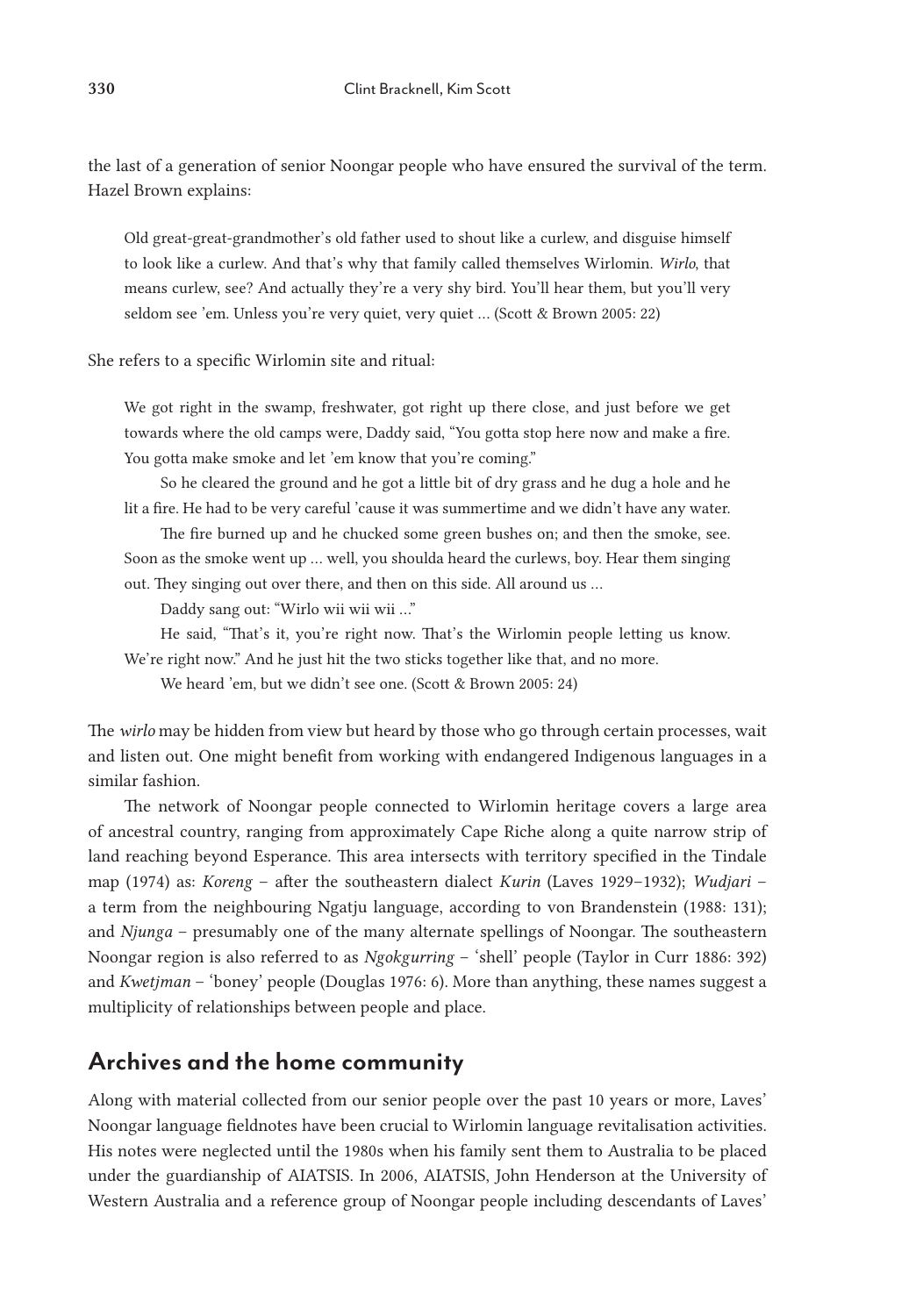the last of a generation of senior Noongar people who have ensured the survival of the term. Hazel Brown explains:

> Old great-great-grandmother's old father used to shout like a curlew, and disguise himself to look like a curlew. And that's why that family called themselves Wirlomin. *Wirlo*, that means curlew, see? And actually they're a very shy bird. You'll hear them, but you'll very seldom see 'em. Unless you're very quiet, very quiet … (Scott & Brown 2005: 22)

She refers to a specific Wirlomin site and ritual:

> We got right in the swamp, freshwater, got right up there close, and just before we get towards where the old camps were, Daddy said, "You gotta stop here now and make a fire. You gotta make smoke and let 'em know that you're coming."
>
> So he cleared the ground and he got a little bit of dry grass and he dug a hole and he lit a fire. He had to be very careful 'cause it was summertime and we didn't have any water.
>
> The fire burned up and he chucked some green bushes on; and then the smoke, see. Soon as the smoke went up … well, you shoulda heard the curlews, boy. Hear them singing out. They singing out over there, and then on this side. All around us …
>
> Daddy sang out: "Wirlo wii wii wii …"
>
> He said, "That's it, you're right now. That's the Wirlomin people letting us know. We're right now." And he just hit the two sticks together like that, and no more.
>
> We heard 'em, but we didn't see one. (Scott & Brown 2005: 24)

The *wirlo* may be hidden from view but heard by those who go through certain processes, wait and listen out. One might benefit from working with endangered Indigenous languages in a similar fashion.

The network of Noongar people connected to Wirlomin heritage covers a large area of ancestral country, ranging from approximately Cape Riche along a quite narrow strip of land reaching beyond Esperance. This area intersects with territory specified in the Tindale map (1974) as: *Koreng* – after the southeastern dialect *Kurin* (Laves 1929–1932); *Wudjari* – a term from the neighbouring Ngatju language, according to von Brandenstein (1988: 131); and *Njunga* – presumably one of the many alternate spellings of Noongar. The southeastern Noongar region is also referred to as *Ngokgurring* – 'shell' people (Taylor in Curr 1886: 392) and *Kwetjman* – 'boney' people (Douglas 1976: 6). More than anything, these names suggest a multiplicity of relationships between people and place.

## Archives and the home community

Along with material collected from our senior people over the past 10 years or more, Laves' Noongar language fieldnotes have been crucial to Wirlomin language revitalisation activities. His notes were neglected until the 1980s when his family sent them to Australia to be placed under the guardianship of AIATSIS. In 2006, AIATSIS, John Henderson at the University of Western Australia and a reference group of Noongar people including descendants of Laves'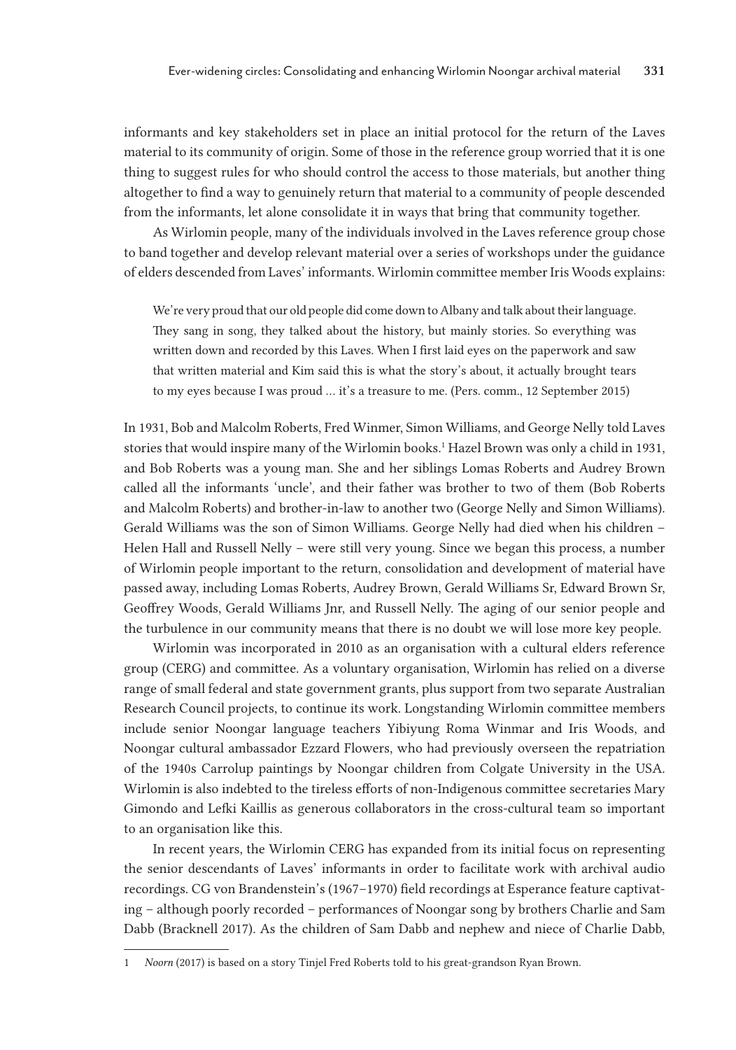informants and key stakeholders set in place an initial protocol for the return of the Laves material to its community of origin. Some of those in the reference group worried that it is one thing to suggest rules for who should control the access to those materials, but another thing altogether to find a way to genuinely return that material to a community of people descended from the informants, let alone consolidate it in ways that bring that community together.

As Wirlomin people, many of the individuals involved in the Laves reference group chose to band together and develop relevant material over a series of workshops under the guidance of elders descended from Laves' informants. Wirlomin committee member Iris Woods explains:

> We're very proud that our old people did come down to Albany and talk about their language. They sang in song, they talked about the history, but mainly stories. So everything was written down and recorded by this Laves. When I first laid eyes on the paperwork and saw that written material and Kim said this is what the story's about, it actually brought tears to my eyes because I was proud … it's a treasure to me. (Pers. comm., 12 September 2015)

In 1931, Bob and Malcolm Roberts, Fred Winmer, Simon Williams, and George Nelly told Laves stories that would inspire many of the Wirlomin books.[1] Hazel Brown was only a child in 1931, and Bob Roberts was a young man. She and her siblings Lomas Roberts and Audrey Brown called all the informants 'uncle', and their father was brother to two of them (Bob Roberts and Malcolm Roberts) and brother-in-law to another two (George Nelly and Simon Williams). Gerald Williams was the son of Simon Williams. George Nelly had died when his children – Helen Hall and Russell Nelly – were still very young. Since we began this process, a number of Wirlomin people important to the return, consolidation and development of material have passed away, including Lomas Roberts, Audrey Brown, Gerald Williams Sr, Edward Brown Sr, Geoffrey Woods, Gerald Williams Jnr, and Russell Nelly. The aging of our senior people and the turbulence in our community means that there is no doubt we will lose more key people.

Wirlomin was incorporated in 2010 as an organisation with a cultural elders reference group (CERG) and committee. As a voluntary organisation, Wirlomin has relied on a diverse range of small federal and state government grants, plus support from two separate Australian Research Council projects, to continue its work. Longstanding Wirlomin committee members include senior Noongar language teachers Yibiyung Roma Winmar and Iris Woods, and Noongar cultural ambassador Ezzard Flowers, who had previously overseen the repatriation of the 1940s Carrolup paintings by Noongar children from Colgate University in the USA. Wirlomin is also indebted to the tireless efforts of non-Indigenous committee secretaries Mary Gimondo and Lefki Kaillis as generous collaborators in the cross-cultural team so important to an organisation like this.

In recent years, the Wirlomin CERG has expanded from its initial focus on representing the senior descendants of Laves' informants in order to facilitate work with archival audio recordings. CG von Brandenstein's (1967–1970) field recordings at Esperance feature captivating – although poorly recorded – performances of Noongar song by brothers Charlie and Sam Dabb (Bracknell 2017). As the children of Sam Dabb and nephew and niece of Charlie Dabb,

---

1 *Noorn* (2017) is based on a story Tinjel Fred Roberts told to his great-grandson Ryan Brown.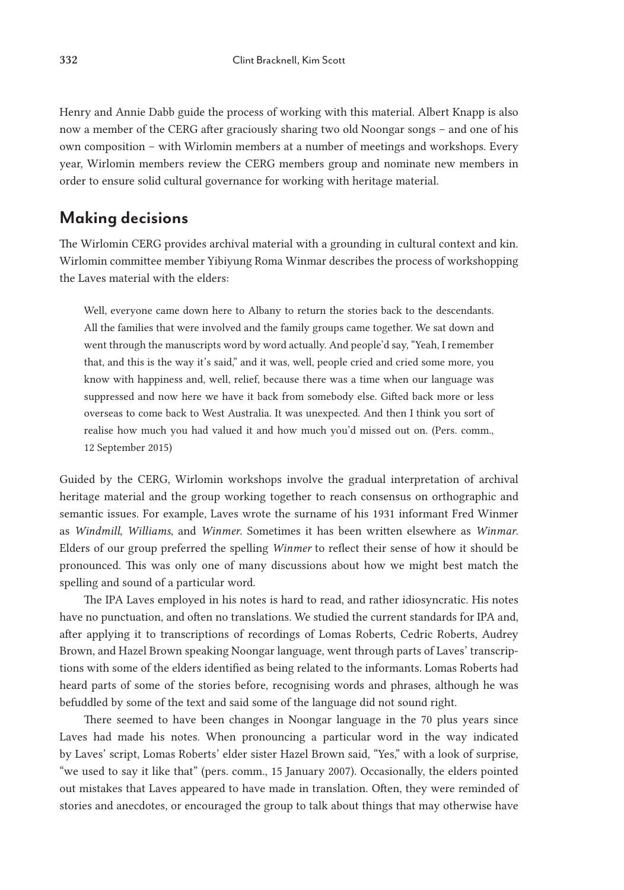Henry and Annie Dabb guide the process of working with this material. Albert Knapp is also now a member of the CERG after graciously sharing two old Noongar songs – and one of his own composition – with Wirlomin members at a number of meetings and workshops. Every year, Wirlomin members review the CERG members group and nominate new members in order to ensure solid cultural governance for working with heritage material.

## Making decisions

The Wirlomin CERG provides archival material with a grounding in cultural context and kin. Wirlomin committee member Yibiyung Roma Winmar describes the process of workshopping the Laves material with the elders:

> Well, everyone came down here to Albany to return the stories back to the descendants. All the families that were involved and the family groups came together. We sat down and went through the manuscripts word by word actually. And people'd say, "Yeah, I remember that, and this is the way it's said," and it was, well, people cried and cried some more, you know with happiness and, well, relief, because there was a time when our language was suppressed and now here we have it back from somebody else. Gifted back more or less overseas to come back to West Australia. It was unexpected. And then I think you sort of realise how much you had valued it and how much you'd missed out on. (Pers. comm., 12 September 2015)

Guided by the CERG, Wirlomin workshops involve the gradual interpretation of archival heritage material and the group working together to reach consensus on orthographic and semantic issues. For example, Laves wrote the surname of his 1931 informant Fred Winmer as *Windmill*, *Williams*, and *Winmer*. Sometimes it has been written elsewhere as *Winmar*. Elders of our group preferred the spelling *Winmer* to reflect their sense of how it should be pronounced. This was only one of many discussions about how we might best match the spelling and sound of a particular word.

The IPA Laves employed in his notes is hard to read, and rather idiosyncratic. His notes have no punctuation, and often no translations. We studied the current standards for IPA and, after applying it to transcriptions of recordings of Lomas Roberts, Cedric Roberts, Audrey Brown, and Hazel Brown speaking Noongar language, went through parts of Laves' transcriptions with some of the elders identified as being related to the informants. Lomas Roberts had heard parts of some of the stories before, recognising words and phrases, although he was befuddled by some of the text and said some of the language did not sound right.

There seemed to have been changes in Noongar language in the 70 plus years since Laves had made his notes. When pronouncing a particular word in the way indicated by Laves' script, Lomas Roberts' elder sister Hazel Brown said, "Yes," with a look of surprise, "we used to say it like that" (pers. comm., 15 January 2007). Occasionally, the elders pointed out mistakes that Laves appeared to have made in translation. Often, they were reminded of stories and anecdotes, or encouraged the group to talk about things that may otherwise have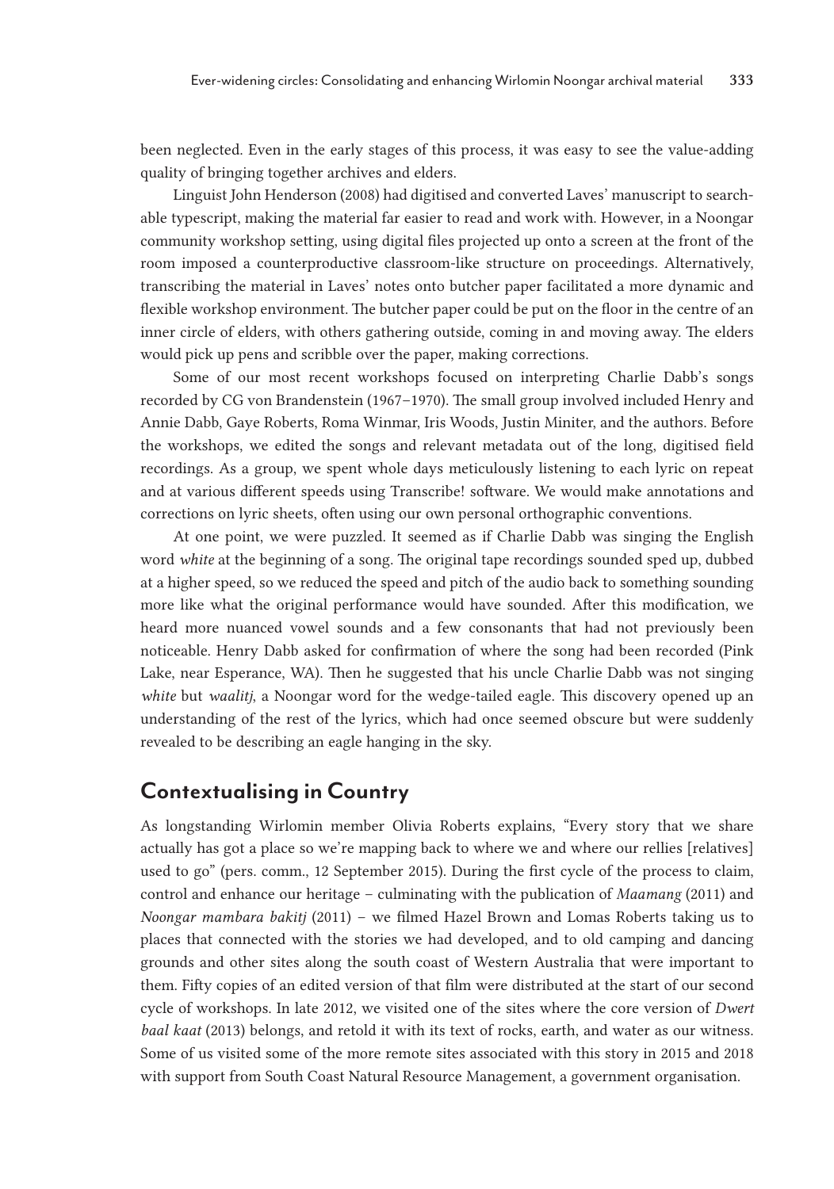been neglected. Even in the early stages of this process, it was easy to see the value-adding quality of bringing together archives and elders.

Linguist John Henderson (2008) had digitised and converted Laves' manuscript to searchable typescript, making the material far easier to read and work with. However, in a Noongar community workshop setting, using digital files projected up onto a screen at the front of the room imposed a counterproductive classroom-like structure on proceedings. Alternatively, transcribing the material in Laves' notes onto butcher paper facilitated a more dynamic and flexible workshop environment. The butcher paper could be put on the floor in the centre of an inner circle of elders, with others gathering outside, coming in and moving away. The elders would pick up pens and scribble over the paper, making corrections.

Some of our most recent workshops focused on interpreting Charlie Dabb's songs recorded by CG von Brandenstein (1967–1970). The small group involved included Henry and Annie Dabb, Gaye Roberts, Roma Winmar, Iris Woods, Justin Miniter, and the authors. Before the workshops, we edited the songs and relevant metadata out of the long, digitised field recordings. As a group, we spent whole days meticulously listening to each lyric on repeat and at various different speeds using Transcribe! software. We would make annotations and corrections on lyric sheets, often using our own personal orthographic conventions.

At one point, we were puzzled. It seemed as if Charlie Dabb was singing the English word *white* at the beginning of a song. The original tape recordings sounded sped up, dubbed at a higher speed, so we reduced the speed and pitch of the audio back to something sounding more like what the original performance would have sounded. After this modification, we heard more nuanced vowel sounds and a few consonants that had not previously been noticeable. Henry Dabb asked for confirmation of where the song had been recorded (Pink Lake, near Esperance, WA). Then he suggested that his uncle Charlie Dabb was not singing *white* but *waalitj,* a Noongar word for the wedge-tailed eagle. This discovery opened up an understanding of the rest of the lyrics, which had once seemed obscure but were suddenly revealed to be describing an eagle hanging in the sky.

## Contextualising in Country

As longstanding Wirlomin member Olivia Roberts explains, "Every story that we share actually has got a place so we're mapping back to where we and where our rellies [relatives] used to go" (pers. comm., 12 September 2015). During the first cycle of the process to claim, control and enhance our heritage – culminating with the publication of *Maamang* (2011) and *Noongar mambara bakitj* (2011) – we filmed Hazel Brown and Lomas Roberts taking us to places that connected with the stories we had developed, and to old camping and dancing grounds and other sites along the south coast of Western Australia that were important to them. Fifty copies of an edited version of that film were distributed at the start of our second cycle of workshops. In late 2012, we visited one of the sites where the core version of *Dwert baal kaat* (2013) belongs, and retold it with its text of rocks, earth, and water as our witness. Some of us visited some of the more remote sites associated with this story in 2015 and 2018 with support from South Coast Natural Resource Management, a government organisation.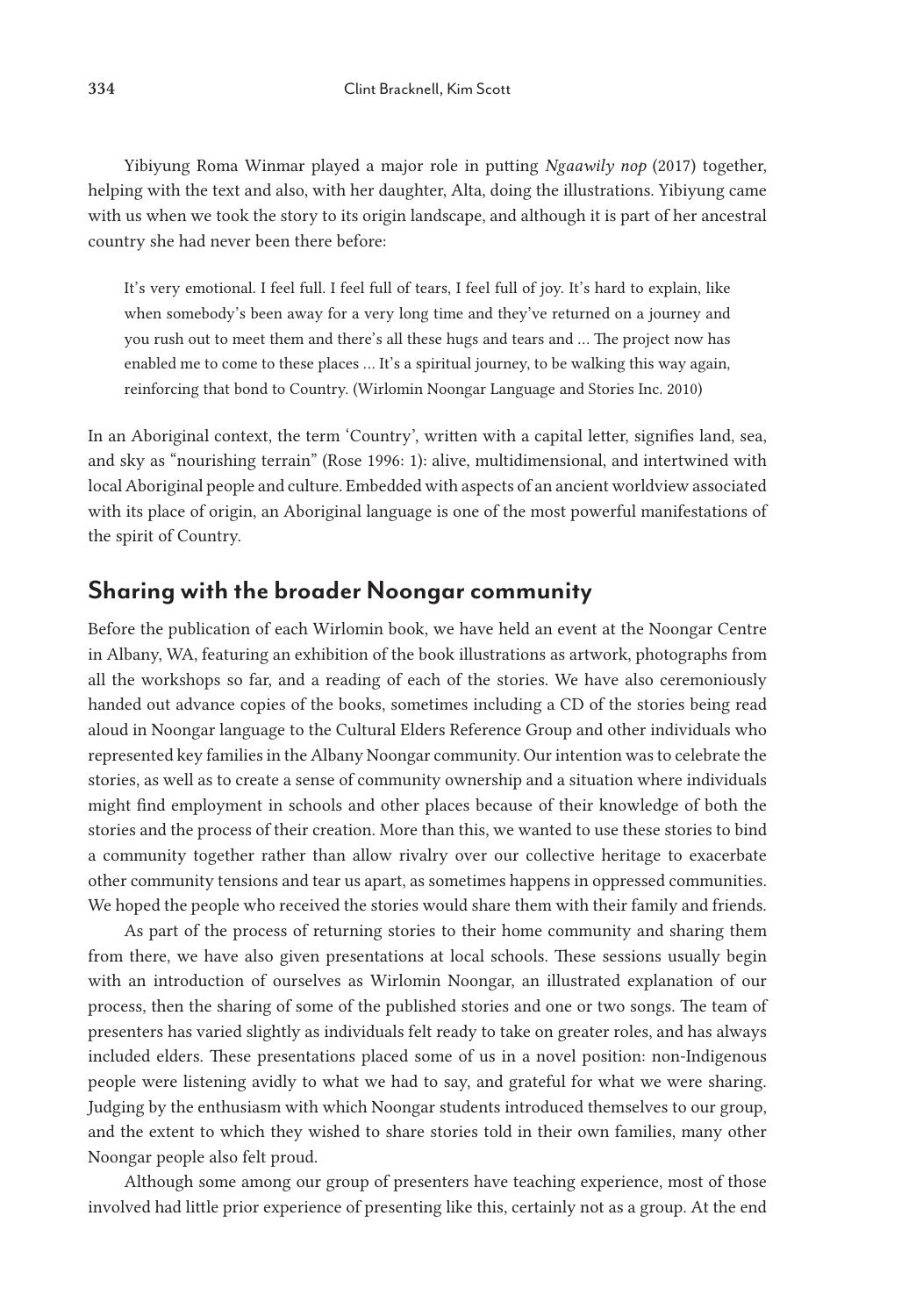Yibiyung Roma Winmar played a major role in putting *Ngaawily nop* (2017) together, helping with the text and also, with her daughter, Alta, doing the illustrations. Yibiyung came with us when we took the story to its origin landscape, and although it is part of her ancestral country she had never been there before:

> It's very emotional. I feel full. I feel full of tears, I feel full of joy. It's hard to explain, like when somebody's been away for a very long time and they've returned on a journey and you rush out to meet them and there's all these hugs and tears and … The project now has enabled me to come to these places … It's a spiritual journey, to be walking this way again, reinforcing that bond to Country. (Wirlomin Noongar Language and Stories Inc. 2010)

In an Aboriginal context, the term 'Country', written with a capital letter, signifies land, sea, and sky as "nourishing terrain" (Rose 1996: 1): alive, multidimensional, and intertwined with local Aboriginal people and culture. Embedded with aspects of an ancient worldview associated with its place of origin, an Aboriginal language is one of the most powerful manifestations of the spirit of Country.

## Sharing with the broader Noongar community

Before the publication of each Wirlomin book, we have held an event at the Noongar Centre in Albany, WA, featuring an exhibition of the book illustrations as artwork, photographs from all the workshops so far, and a reading of each of the stories. We have also ceremoniously handed out advance copies of the books, sometimes including a CD of the stories being read aloud in Noongar language to the Cultural Elders Reference Group and other individuals who represented key families in the Albany Noongar community. Our intention was to celebrate the stories, as well as to create a sense of community ownership and a situation where individuals might find employment in schools and other places because of their knowledge of both the stories and the process of their creation. More than this, we wanted to use these stories to bind a community together rather than allow rivalry over our collective heritage to exacerbate other community tensions and tear us apart, as sometimes happens in oppressed communities. We hoped the people who received the stories would share them with their family and friends.

As part of the process of returning stories to their home community and sharing them from there, we have also given presentations at local schools. These sessions usually begin with an introduction of ourselves as Wirlomin Noongar, an illustrated explanation of our process, then the sharing of some of the published stories and one or two songs. The team of presenters has varied slightly as individuals felt ready to take on greater roles, and has always included elders. These presentations placed some of us in a novel position: non-Indigenous people were listening avidly to what we had to say, and grateful for what we were sharing. Judging by the enthusiasm with which Noongar students introduced themselves to our group, and the extent to which they wished to share stories told in their own families, many other Noongar people also felt proud.

Although some among our group of presenters have teaching experience, most of those involved had little prior experience of presenting like this, certainly not as a group. At the end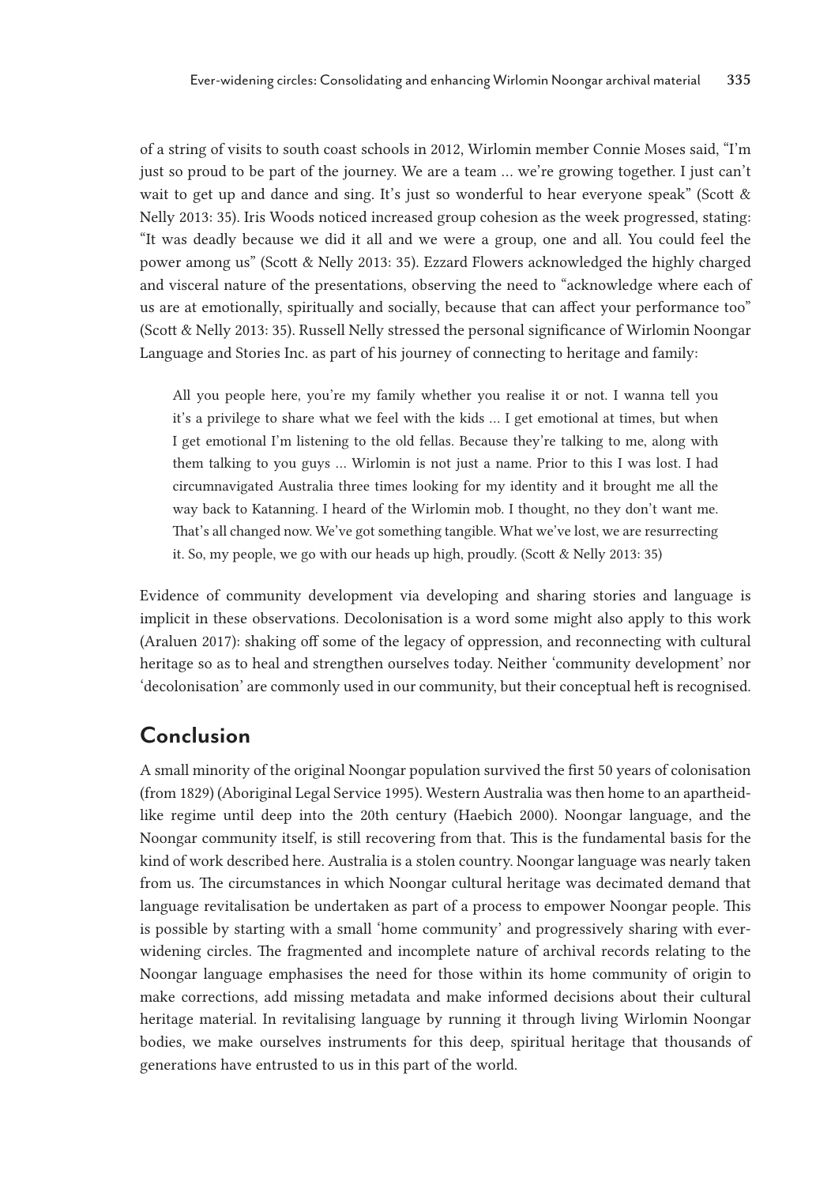of a string of visits to south coast schools in 2012, Wirlomin member Connie Moses said, "I'm just so proud to be part of the journey. We are a team … we're growing together. I just can't wait to get up and dance and sing. It's just so wonderful to hear everyone speak" (Scott & Nelly 2013: 35). Iris Woods noticed increased group cohesion as the week progressed, stating: "It was deadly because we did it all and we were a group, one and all. You could feel the power among us" (Scott & Nelly 2013: 35). Ezzard Flowers acknowledged the highly charged and visceral nature of the presentations, observing the need to "acknowledge where each of us are at emotionally, spiritually and socially, because that can affect your performance too" (Scott & Nelly 2013: 35). Russell Nelly stressed the personal significance of Wirlomin Noongar Language and Stories Inc. as part of his journey of connecting to heritage and family:

> All you people here, you're my family whether you realise it or not. I wanna tell you it's a privilege to share what we feel with the kids … I get emotional at times, but when I get emotional I'm listening to the old fellas. Because they're talking to me, along with them talking to you guys … Wirlomin is not just a name. Prior to this I was lost. I had circumnavigated Australia three times looking for my identity and it brought me all the way back to Katanning. I heard of the Wirlomin mob. I thought, no they don't want me. That's all changed now. We've got something tangible. What we've lost, we are resurrecting it. So, my people, we go with our heads up high, proudly. (Scott & Nelly 2013: 35)

Evidence of community development via developing and sharing stories and language is implicit in these observations. Decolonisation is a word some might also apply to this work (Araluen 2017): shaking off some of the legacy of oppression, and reconnecting with cultural heritage so as to heal and strengthen ourselves today. Neither 'community development' nor 'decolonisation' are commonly used in our community, but their conceptual heft is recognised.

## Conclusion

A small minority of the original Noongar population survived the first 50 years of colonisation (from 1829) (Aboriginal Legal Service 1995). Western Australia was then home to an apartheid-like regime until deep into the 20th century (Haebich 2000). Noongar language, and the Noongar community itself, is still recovering from that. This is the fundamental basis for the kind of work described here. Australia is a stolen country. Noongar language was nearly taken from us. The circumstances in which Noongar cultural heritage was decimated demand that language revitalisation be undertaken as part of a process to empower Noongar people. This is possible by starting with a small 'home community' and progressively sharing with ever-widening circles. The fragmented and incomplete nature of archival records relating to the Noongar language emphasises the need for those within its home community of origin to make corrections, add missing metadata and make informed decisions about their cultural heritage material. In revitalising language by running it through living Wirlomin Noongar bodies, we make ourselves instruments for this deep, spiritual heritage that thousands of generations have entrusted to us in this part of the world.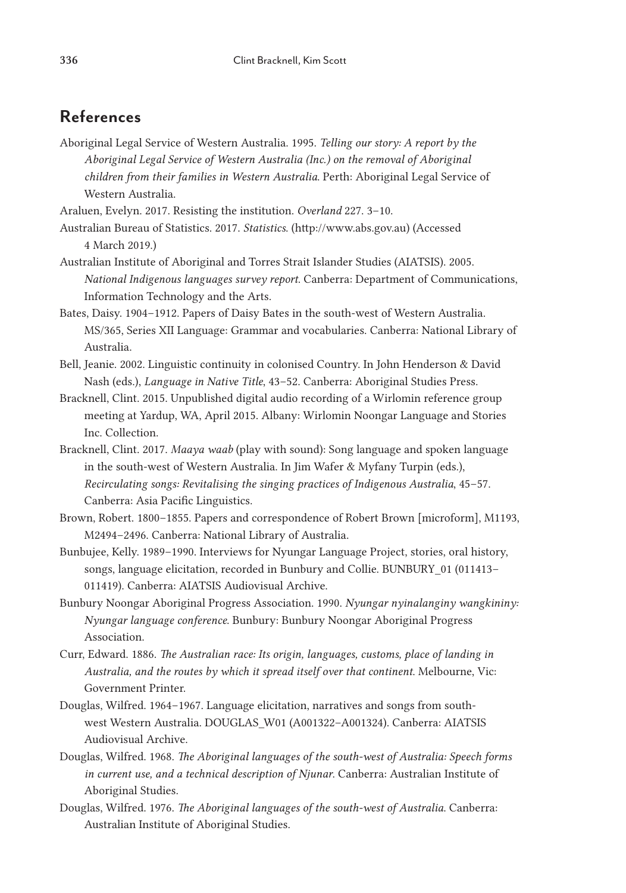## References

Aboriginal Legal Service of Western Australia. 1995. *Telling our story: A report by the Aboriginal Legal Service of Western Australia (Inc.) on the removal of Aboriginal children from their families in Western Australia*. Perth: Aboriginal Legal Service of Western Australia.

Araluen, Evelyn. 2017. Resisting the institution. *Overland* 227. 3–10.

Australian Bureau of Statistics. 2017. *Statistics*. (http://www.abs.gov.au) (Accessed 4 March 2019.)

Australian Institute of Aboriginal and Torres Strait Islander Studies (AIATSIS). 2005. *National Indigenous languages survey report*. Canberra: Department of Communications, Information Technology and the Arts.

Bates, Daisy. 1904–1912. Papers of Daisy Bates in the south-west of Western Australia. MS/365, Series XII Language: Grammar and vocabularies. Canberra: National Library of Australia.

Bell, Jeanie. 2002. Linguistic continuity in colonised Country. In John Henderson & David Nash (eds.), *Language in Native Title*, 43–52. Canberra: Aboriginal Studies Press.

Bracknell, Clint. 2015. Unpublished digital audio recording of a Wirlomin reference group meeting at Yardup, WA, April 2015. Albany: Wirlomin Noongar Language and Stories Inc. Collection.

Bracknell, Clint. 2017. *Maaya waab* (play with sound): Song language and spoken language in the south-west of Western Australia. In Jim Wafer & Myfany Turpin (eds.), *Recirculating songs: Revitalising the singing practices of Indigenous Australia*, 45–57. Canberra: Asia Pacific Linguistics.

Brown, Robert. 1800–1855. Papers and correspondence of Robert Brown [microform], M1193, M2494–2496. Canberra: National Library of Australia.

Bunbujee, Kelly. 1989–1990. Interviews for Nyungar Language Project, stories, oral history, songs, language elicitation, recorded in Bunbury and Collie. BUNBURY_01 (011413–011419). Canberra: AIATSIS Audiovisual Archive.

Bunbury Noongar Aboriginal Progress Association. 1990. *Nyungar nyinalanginy wangkininy: Nyungar language conference*. Bunbury: Bunbury Noongar Aboriginal Progress Association.

Curr, Edward. 1886. *The Australian race: Its origin, languages, customs, place of landing in Australia, and the routes by which it spread itself over that continent.* Melbourne, Vic: Government Printer.

Douglas, Wilfred. 1964–1967. Language elicitation, narratives and songs from south-west Western Australia. DOUGLAS_W01 (A001322–A001324). Canberra: AIATSIS Audiovisual Archive.

Douglas, Wilfred. 1968. *The Aboriginal languages of the south-west of Australia: Speech forms in current use, and a technical description of Njunar*. Canberra: Australian Institute of Aboriginal Studies.

Douglas, Wilfred. 1976. *The Aboriginal languages of the south-west of Australia*. Canberra: Australian Institute of Aboriginal Studies.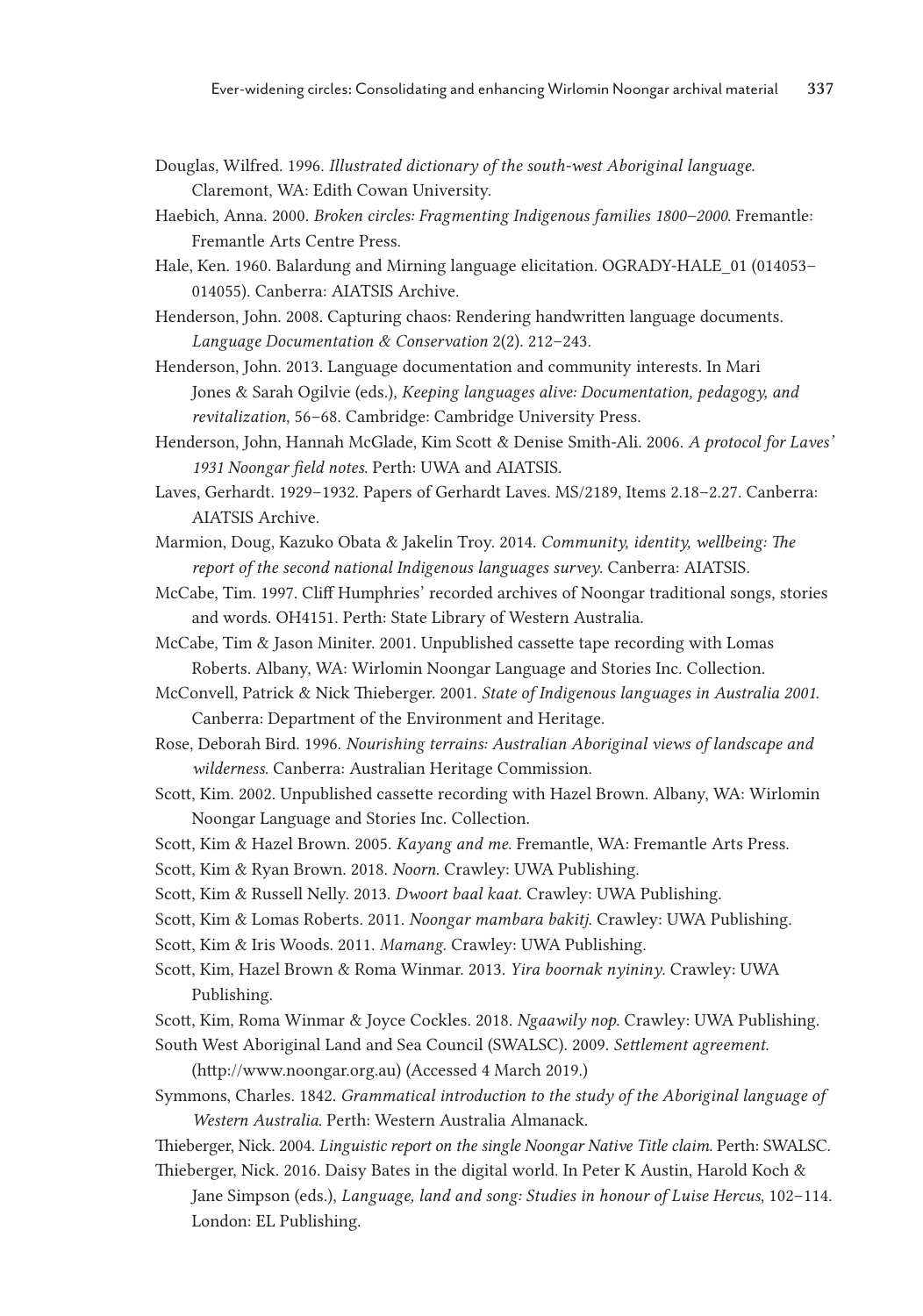Douglas, Wilfred. 1996. *Illustrated dictionary of the south-west Aboriginal language*. Claremont, WA: Edith Cowan University.

Haebich, Anna. 2000. *Broken circles: Fragmenting Indigenous families 1800–2000*. Fremantle: Fremantle Arts Centre Press.

Hale, Ken. 1960. Balardung and Mirning language elicitation. OGRADY-HALE_01 (014053–014055). Canberra: AIATSIS Archive.

Henderson, John. 2008. Capturing chaos: Rendering handwritten language documents. *Language Documentation & Conservation* 2(2). 212–243.

Henderson, John. 2013. Language documentation and community interests. In Mari Jones & Sarah Ogilvie (eds.), *Keeping languages alive: Documentation, pedagogy, and revitalization*, 56–68. Cambridge: Cambridge University Press.

Henderson, John, Hannah McGlade, Kim Scott & Denise Smith-Ali. 2006. *A protocol for Laves' 1931 Noongar field notes*. Perth: UWA and AIATSIS.

Laves, Gerhardt. 1929–1932. Papers of Gerhardt Laves. MS/2189, Items 2.18–2.27. Canberra: AIATSIS Archive.

Marmion, Doug, Kazuko Obata & Jakelin Troy. 2014. *Community, identity, wellbeing: The report of the second national Indigenous languages survey*. Canberra: AIATSIS.

McCabe, Tim. 1997. Cliff Humphries' recorded archives of Noongar traditional songs, stories and words. OH4151. Perth: State Library of Western Australia.

McCabe, Tim & Jason Miniter. 2001. Unpublished cassette tape recording with Lomas Roberts. Albany, WA: Wirlomin Noongar Language and Stories Inc. Collection.

McConvell, Patrick & Nick Thieberger. 2001. *State of Indigenous languages in Australia 2001*. Canberra: Department of the Environment and Heritage.

Rose, Deborah Bird. 1996. *Nourishing terrains: Australian Aboriginal views of landscape and wilderness*. Canberra: Australian Heritage Commission.

Scott, Kim. 2002. Unpublished cassette recording with Hazel Brown. Albany, WA: Wirlomin Noongar Language and Stories Inc. Collection.

Scott, Kim & Hazel Brown. 2005. *Kayang and me*. Fremantle, WA: Fremantle Arts Press.

Scott, Kim & Ryan Brown. 2018. *Noorn*. Crawley: UWA Publishing.

Scott, Kim & Russell Nelly. 2013. *Dwoort baal kaat*. Crawley: UWA Publishing.

Scott, Kim & Lomas Roberts. 2011. *Noongar mambara bakitj*. Crawley: UWA Publishing.

Scott, Kim & Iris Woods. 2011. *Mamang*. Crawley: UWA Publishing.

Scott, Kim, Hazel Brown & Roma Winmar. 2013. *Yira boornak nyininy*. Crawley: UWA Publishing.

Scott, Kim, Roma Winmar & Joyce Cockles. 2018. *Ngaawily nop*. Crawley: UWA Publishing.

South West Aboriginal Land and Sea Council (SWALSC). 2009. *Settlement agreement*. (http://www.noongar.org.au) (Accessed 4 March 2019.)

Symmons, Charles. 1842. *Grammatical introduction to the study of the Aboriginal language of Western Australia*. Perth: Western Australia Almanack.

Thieberger, Nick. 2004. *Linguistic report on the single Noongar Native Title claim*. Perth: SWALSC.

Thieberger, Nick. 2016. Daisy Bates in the digital world. In Peter K Austin, Harold Koch & Jane Simpson (eds.), *Language, land and song: Studies in honour of Luise Hercus*, 102–114. London: EL Publishing.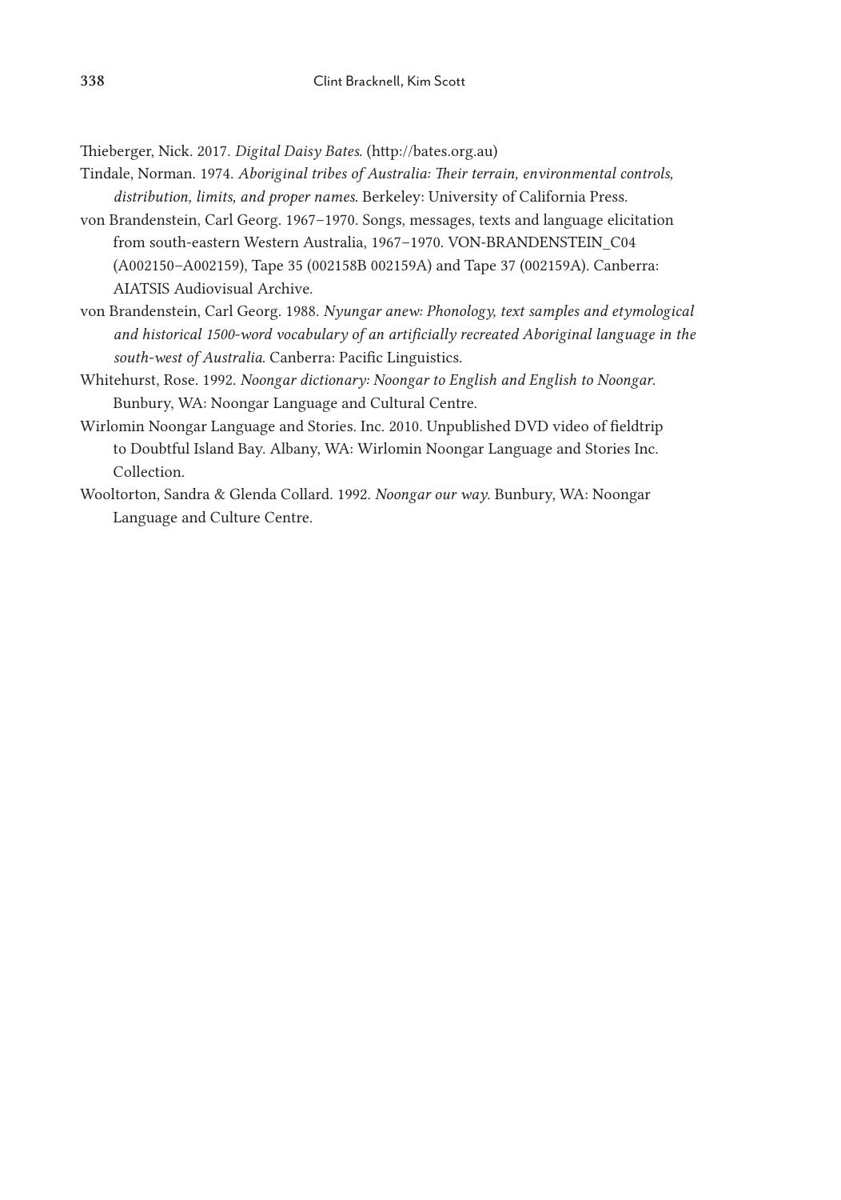Thieberger, Nick. 2017. *Digital Daisy Bates*. (http://bates.org.au)

Tindale, Norman. 1974. *Aboriginal tribes of Australia: Their terrain, environmental controls, distribution, limits, and proper names*. Berkeley: University of California Press.

von Brandenstein, Carl Georg. 1967–1970. Songs, messages, texts and language elicitation from south-eastern Western Australia, 1967–1970. VON-BRANDENSTEIN_C04 (A002150–A002159), Tape 35 (002158B 002159A) and Tape 37 (002159A). Canberra: AIATSIS Audiovisual Archive.

von Brandenstein, Carl Georg. 1988. *Nyungar anew: Phonology, text samples and etymological and historical 1500-word vocabulary of an artificially recreated Aboriginal language in the south-west of Australia*. Canberra: Pacific Linguistics.

Whitehurst, Rose. 1992. *Noongar dictionary: Noongar to English and English to Noongar*. Bunbury, WA: Noongar Language and Cultural Centre.

Wirlomin Noongar Language and Stories. Inc. 2010. Unpublished DVD video of fieldtrip to Doubtful Island Bay. Albany, WA: Wirlomin Noongar Language and Stories Inc. Collection.

Wooltorton, Sandra & Glenda Collard. 1992. *Noongar our way*. Bunbury, WA: Noongar Language and Culture Centre.